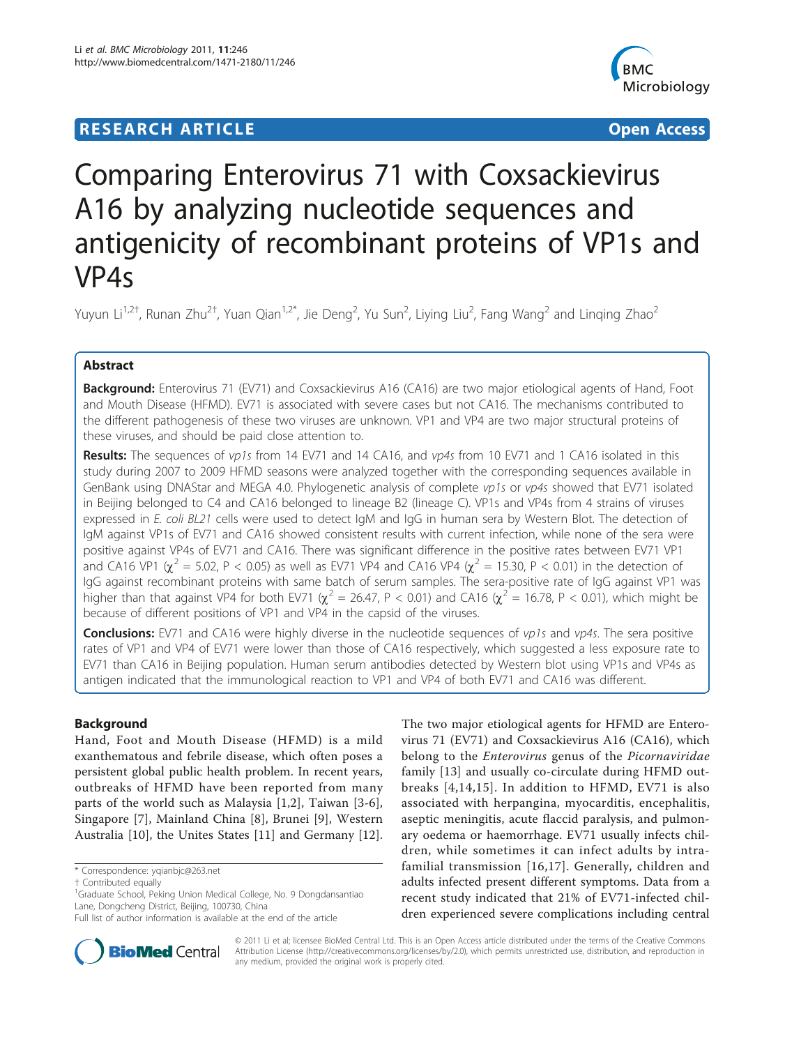# RESEARCH ARTICLE

Open Access

# Comparing Enterovirus 71 with Coxsackievirus A16 by analyzing nucleotide sequences and antigenicity of recombinant proteins of VP1s and VP4s

Yuyun Li[1,2†], Runan Zhu[2†], Yuan Qian[1,2*], Jie Deng[2], Yu Sun[2], Liying Liu[2], Fang Wang[2] and Linqing Zhao[2]

## Abstract

**Background:** Enterovirus 71 (EV71) and Coxsackievirus A16 (CA16) are two major etiological agents of Hand, Foot and Mouth Disease (HFMD). EV71 is associated with severe cases but not CA16. The mechanisms contributed to the different pathogenesis of these two viruses are unknown. VP1 and VP4 are two major structural proteins of these viruses, and should be paid close attention to.

**Results:** The sequences of *vp1s* from 14 EV71 and 14 CA16, and *vp4s* from 10 EV71 and 1 CA16 isolated in this study during 2007 to 2009 HFMD seasons were analyzed together with the corresponding sequences available in GenBank using DNAStar and MEGA 4.0. Phylogenetic analysis of complete *vp1s* or *vp4s* showed that EV71 isolated in Beijing belonged to C4 and CA16 belonged to lineage B2 (lineage C). VP1s and VP4s from 4 strains of viruses expressed in *E. coli BL21* cells were used to detect IgM and IgG in human sera by Western Blot. The detection of IgM against VP1s of EV71 and CA16 showed consistent results with current infection, while none of the sera were positive against VP4s of EV71 and CA16. There was significant difference in the positive rates between EV71 VP1 and CA16 VP1 ($\chi^2 = 5.02$, $P < 0.05$) as well as EV71 VP4 and CA16 VP4 ($\chi^2 = 15.30$, $P < 0.01$) in the detection of IgG against recombinant proteins with same batch of serum samples. The sera-positive rate of IgG against VP1 was higher than that against VP4 for both EV71 ($\chi^2 = 26.47$, $P < 0.01$) and CA16 ($\chi^2 = 16.78$, $P < 0.01$), which might be because of different positions of VP1 and VP4 in the capsid of the viruses.

**Conclusions:** EV71 and CA16 were highly diverse in the nucleotide sequences of *vp1s* and *vp4s*. The sera positive rates of VP1 and VP4 of EV71 were lower than those of CA16 respectively, which suggested a less exposure rate to EV71 than CA16 in Beijing population. Human serum antibodies detected by Western blot using VP1s and VP4s as antigen indicated that the immunological reaction to VP1 and VP4 of both EV71 and CA16 was different.

## Background

Hand, Foot and Mouth Disease (HFMD) is a mild exanthematous and febrile disease, which often poses a persistent global public health problem. In recent years, outbreaks of HFMD have been reported from many parts of the world such as Malaysia [1,2], Taiwan [3-6], Singapore [7], Mainland China [8], Brunei [9], Western Australia [10], the Unites States [11] and Germany [12]. The two major etiological agents for HFMD are Enterovirus 71 (EV71) and Coxsackievirus A16 (CA16), which belong to the *Enterovirus* genus of the *Picornaviridae* family [13] and usually co-circulate during HFMD outbreaks [4,14,15]. In addition to HFMD, EV71 is also associated with herpangina, myocarditis, encephalitis, aseptic meningitis, acute flaccid paralysis, and pulmonary oedema or haemorrhage. EV71 usually infects children, while sometimes it can infect adults by intrafamilial transmission [16,17]. Generally, children and adults infected present different symptoms. Data from a recent study indicated that 21% of EV71-infected children experienced severe complications including central

\* Correspondence: yqianbjc@263.net
† Contributed equally
[1]Graduate School, Peking Union Medical College, No. 9 Dongdansantiao Lane, Dongcheng District, Beijing, 100730, China
Full list of author information is available at the end of the article

© 2011 Li et al; licensee BioMed Central Ltd. This is an Open Access article distributed under the terms of the Creative Commons Attribution License (http://creativecommons.org/licenses/by/2.0), which permits unrestricted use, distribution, and reproduction in any medium, provided the original work is properly cited.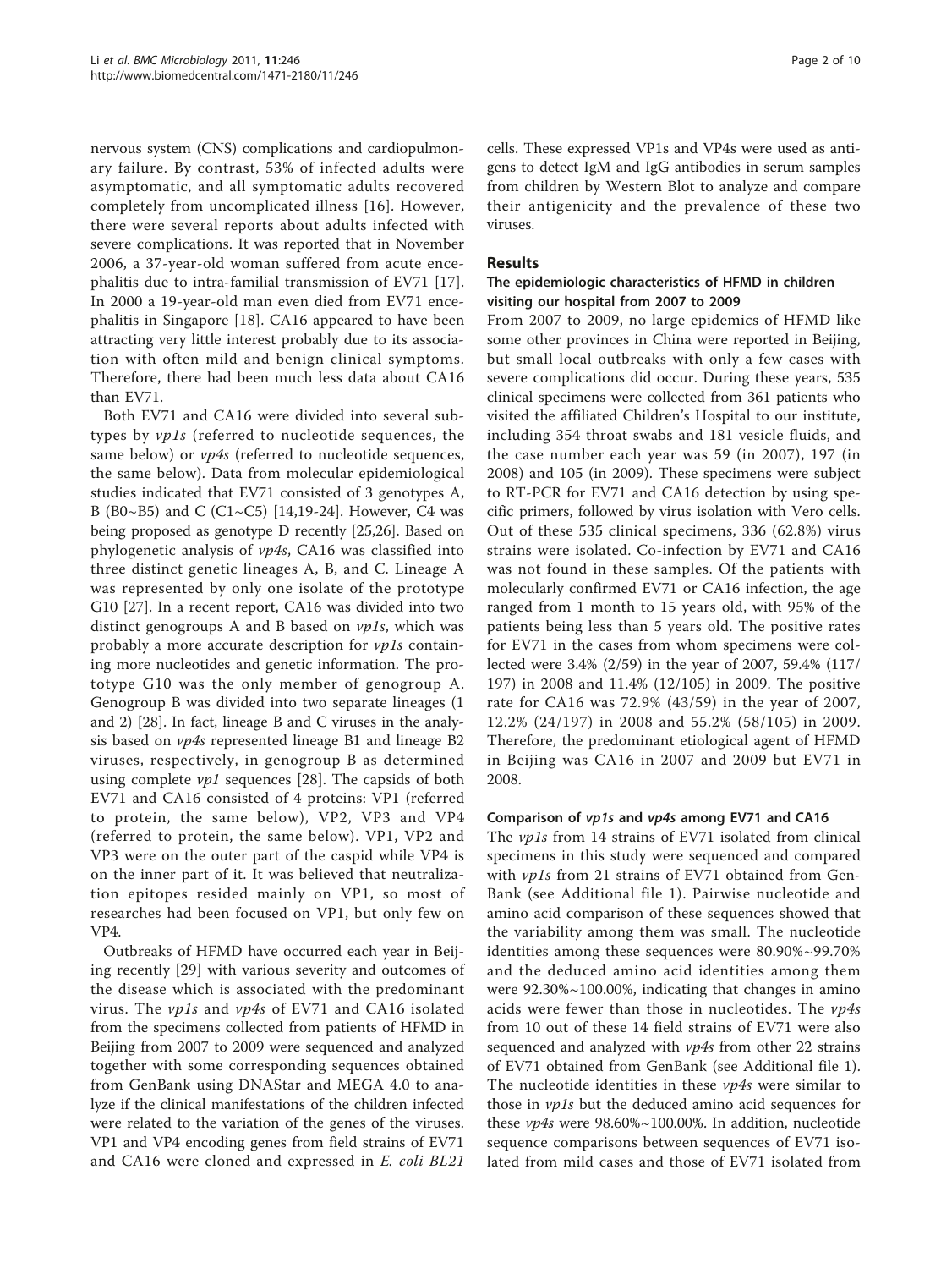nervous system (CNS) complications and cardiopulmonary failure. By contrast, 53% of infected adults were asymptomatic, and all symptomatic adults recovered completely from uncomplicated illness [16]. However, there were several reports about adults infected with severe complications. It was reported that in November 2006, a 37-year-old woman suffered from acute encephalitis due to intra-familial transmission of EV71 [17]. In 2000 a 19-year-old man even died from EV71 encephalitis in Singapore [18]. CA16 appeared to have been attracting very little interest probably due to its association with often mild and benign clinical symptoms. Therefore, there had been much less data about CA16 than EV71.

Both EV71 and CA16 were divided into several subtypes by *vp1s* (referred to nucleotide sequences, the same below) or *vp4s* (referred to nucleotide sequences, the same below). Data from molecular epidemiological studies indicated that EV71 consisted of 3 genotypes A, B (B0~B5) and C (C1~C5) [14,19-24]. However, C4 was being proposed as genotype D recently [25,26]. Based on phylogenetic analysis of *vp4s*, CA16 was classified into three distinct genetic lineages A, B, and C. Lineage A was represented by only one isolate of the prototype G10 [27]. In a recent report, CA16 was divided into two distinct genogroups A and B based on *vp1s*, which was probably a more accurate description for *vp1s* containing more nucleotides and genetic information. The prototype G10 was the only member of genogroup A. Genogroup B was divided into two separate lineages (1 and 2) [28]. In fact, lineage B and C viruses in the analysis based on *vp4s* represented lineage B1 and lineage B2 viruses, respectively, in genogroup B as determined using complete *vp1* sequences [28]. The capsids of both EV71 and CA16 consisted of 4 proteins: VP1 (referred to protein, the same below), VP2, VP3 and VP4 (referred to protein, the same below). VP1, VP2 and VP3 were on the outer part of the caspid while VP4 is on the inner part of it. It was believed that neutralization epitopes resided mainly on VP1, so most of researches had been focused on VP1, but only few on VP4.

Outbreaks of HFMD have occurred each year in Beijing recently [29] with various severity and outcomes of the disease which is associated with the predominant virus. The *vp1s* and *vp4s* of EV71 and CA16 isolated from the specimens collected from patients of HFMD in Beijing from 2007 to 2009 were sequenced and analyzed together with some corresponding sequences obtained from GenBank using DNAStar and MEGA 4.0 to analyze if the clinical manifestations of the children infected were related to the variation of the genes of the viruses. VP1 and VP4 encoding genes from field strains of EV71 and CA16 were cloned and expressed in *E. coli BL21* cells. These expressed VP1s and VP4s were used as antigens to detect IgM and IgG antibodies in serum samples from children by Western Blot to analyze and compare their antigenicity and the prevalence of these two viruses.

## Results

### The epidemiologic characteristics of HFMD in children visiting our hospital from 2007 to 2009

From 2007 to 2009, no large epidemics of HFMD like some other provinces in China were reported in Beijing, but small local outbreaks with only a few cases with severe complications did occur. During these years, 535 clinical specimens were collected from 361 patients who visited the affiliated Children's Hospital to our institute, including 354 throat swabs and 181 vesicle fluids, and the case number each year was 59 (in 2007), 197 (in 2008) and 105 (in 2009). These specimens were subject to RT-PCR for EV71 and CA16 detection by using specific primers, followed by virus isolation with Vero cells. Out of these 535 clinical specimens, 336 (62.8%) virus strains were isolated. Co-infection by EV71 and CA16 was not found in these samples. Of the patients with molecularly confirmed EV71 or CA16 infection, the age ranged from 1 month to 15 years old, with 95% of the patients being less than 5 years old. The positive rates for EV71 in the cases from whom specimens were collected were 3.4% (2/59) in the year of 2007, 59.4% (117/197) in 2008 and 11.4% (12/105) in 2009. The positive rate for CA16 was 72.9% (43/59) in the year of 2007, 12.2% (24/197) in 2008 and 55.2% (58/105) in 2009. Therefore, the predominant etiological agent of HFMD in Beijing was CA16 in 2007 and 2009 but EV71 in 2008.

### Comparison of *vp1s* and *vp4s* among EV71 and CA16

The *vp1s* from 14 strains of EV71 isolated from clinical specimens in this study were sequenced and compared with *vp1s* from 21 strains of EV71 obtained from GenBank (see Additional file 1). Pairwise nucleotide and amino acid comparison of these sequences showed that the variability among them was small. The nucleotide identities among these sequences were 80.90%~99.70% and the deduced amino acid identities among them were 92.30%~100.00%, indicating that changes in amino acids were fewer than those in nucleotides. The *vp4s* from 10 out of these 14 field strains of EV71 were also sequenced and analyzed with *vp4s* from other 22 strains of EV71 obtained from GenBank (see Additional file 1). The nucleotide identities in these *vp4s* were similar to those in *vp1s* but the deduced amino acid sequences for these *vp4s* were 98.60%~100.00%. In addition, nucleotide sequence comparisons between sequences of EV71 isolated from mild cases and those of EV71 isolated from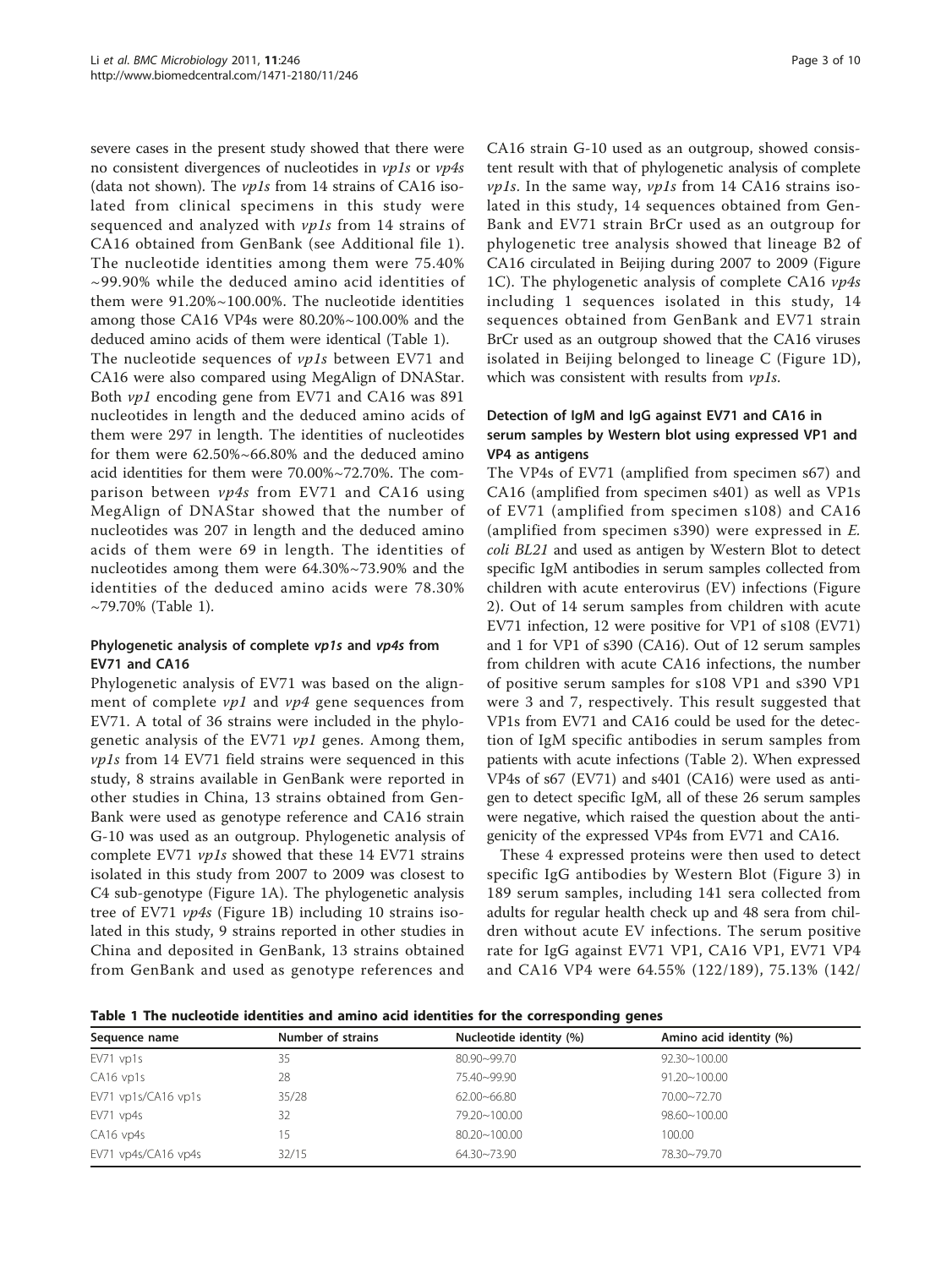severe cases in the present study showed that there were no consistent divergences of nucleotides in *vp1s* or *vp4s* (data not shown). The *vp1s* from 14 strains of CA16 isolated from clinical specimens in this study were sequenced and analyzed with *vp1s* from 14 strains of CA16 obtained from GenBank (see Additional file 1). The nucleotide identities among them were 75.40% ~99.90% while the deduced amino acid identities of them were 91.20%~100.00%. The nucleotide identities among those CA16 VP4s were 80.20%~100.00% and the deduced amino acids of them were identical (Table 1).

The nucleotide sequences of *vp1s* between EV71 and CA16 were also compared using MegAlign of DNAStar. Both *vp1* encoding gene from EV71 and CA16 was 891 nucleotides in length and the deduced amino acids of them were 297 in length. The identities of nucleotides for them were 62.50%~66.80% and the deduced amino acid identities for them were 70.00%~72.70%. The comparison between *vp4s* from EV71 and CA16 using MegAlign of DNAStar showed that the number of nucleotides was 207 in length and the deduced amino acids of them were 69 in length. The identities of nucleotides among them were 64.30%~73.90% and the identities of the deduced amino acids were 78.30% ~79.70% (Table 1).

### Phylogenetic analysis of complete *vp1s* and *vp4s* from EV71 and CA16

Phylogenetic analysis of EV71 was based on the alignment of complete *vp1* and *vp4* gene sequences from EV71. A total of 36 strains were included in the phylogenetic analysis of the EV71 *vp1* genes. Among them, *vp1s* from 14 EV71 field strains were sequenced in this study, 8 strains available in GenBank were reported in other studies in China, 13 strains obtained from GenBank were used as genotype reference and CA16 strain G-10 was used as an outgroup. Phylogenetic analysis of complete EV71 *vp1s* showed that these 14 EV71 strains isolated in this study from 2007 to 2009 was closest to C4 sub-genotype (Figure 1A). The phylogenetic analysis tree of EV71 *vp4s* (Figure 1B) including 10 strains isolated in this study, 9 strains reported in other studies in China and deposited in GenBank, 13 strains obtained from GenBank and used as genotype references and CA16 strain G-10 used as an outgroup, showed consistent result with that of phylogenetic analysis of complete *vp1s*. In the same way, *vp1s* from 14 CA16 strains isolated in this study, 14 sequences obtained from GenBank and EV71 strain BrCr used as an outgroup for phylogenetic tree analysis showed that lineage B2 of CA16 circulated in Beijing during 2007 to 2009 (Figure 1C). The phylogenetic analysis of complete CA16 *vp4s* including 1 sequences isolated in this study, 14 sequences obtained from GenBank and EV71 strain BrCr used as an outgroup showed that the CA16 viruses isolated in Beijing belonged to lineage C (Figure 1D), which was consistent with results from *vp1s*.

### Detection of IgM and IgG against EV71 and CA16 in serum samples by Western blot using expressed VP1 and VP4 as antigens

The VP4s of EV71 (amplified from specimen s67) and CA16 (amplified from specimen s401) as well as VP1s of EV71 (amplified from specimen s108) and CA16 (amplified from specimen s390) were expressed in *E. coli BL21* and used as antigen by Western Blot to detect specific IgM antibodies in serum samples collected from children with acute enterovirus (EV) infections (Figure 2). Out of 14 serum samples from children with acute EV71 infection, 12 were positive for VP1 of s108 (EV71) and 1 for VP1 of s390 (CA16). Out of 12 serum samples from children with acute CA16 infections, the number of positive serum samples for s108 VP1 and s390 VP1 were 3 and 7, respectively. This result suggested that VP1s from EV71 and CA16 could be used for the detection of IgM specific antibodies in serum samples from patients with acute infections (Table 2). When expressed VP4s of s67 (EV71) and s401 (CA16) were used as antigen to detect specific IgM, all of these 26 serum samples were negative, which raised the question about the antigenicity of the expressed VP4s from EV71 and CA16.

These 4 expressed proteins were then used to detect specific IgG antibodies by Western Blot (Figure 3) in 189 serum samples, including 141 sera collected from adults for regular health check up and 48 sera from children without acute EV infections. The serum positive rate for IgG against EV71 VP1, CA16 VP1, EV71 VP4 and CA16 VP4 were 64.55% (122/189), 75.13% (142/

**Table 1 The nucleotide identities and amino acid identities for the corresponding genes**

| Sequence name | Number of strains | Nucleotide identity (%) | Amino acid identity (%) |
|---|---|---|---|
| EV71 vp1s | 35 | 80.90~99.70 | 92.30~100.00 |
| CA16 vp1s | 28 | 75.40~99.90 | 91.20~100.00 |
| EV71 vp1s/CA16 vp1s | 35/28 | 62.00~66.80 | 70.00~72.70 |
| EV71 vp4s | 32 | 79.20~100.00 | 98.60~100.00 |
| CA16 vp4s | 15 | 80.20~100.00 | 100.00 |
| EV71 vp4s/CA16 vp4s | 32/15 | 64.30~73.90 | 78.30~79.70 |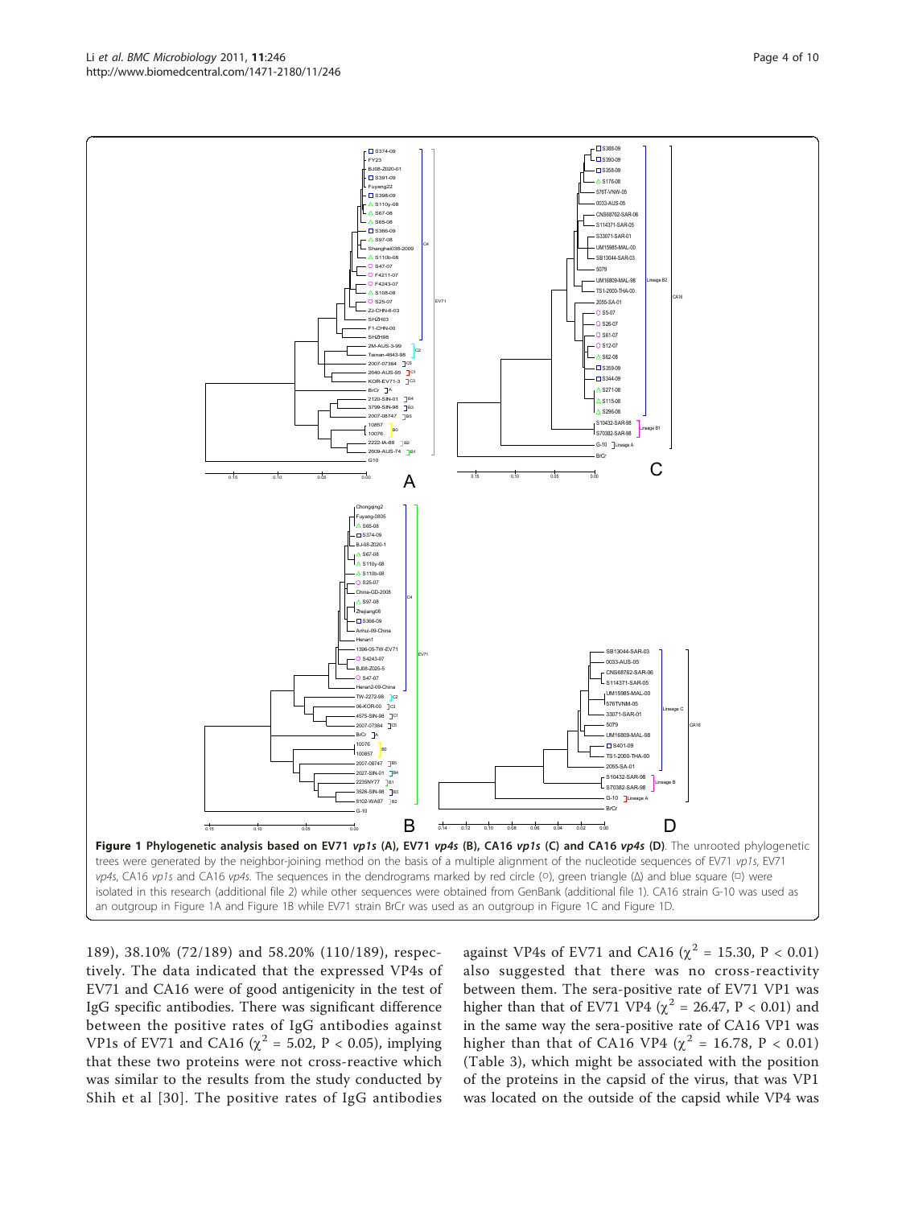**Figure 1 Phylogenetic analysis based on EV71 *vp1s* (A), EV71 *vp4s* (B), CA16 *vp1s* (C) and CA16 *vp4s* (D)**. The unrooted phylogenetic trees were generated by the neighbor-joining method on the basis of a multiple alignment of the nucleotide sequences of EV71 *vp1s*, EV71 *vp4s*, CA16 *vp1s* and CA16 *vp4s*. The sequences in the dendrograms marked by red circle (○), green triangle (Δ) and blue square (□) were isolated in this research (additional file 2) while other sequences were obtained from GenBank (additional file 1). CA16 strain G-10 was used as an outgroup in Figure 1A and Figure 1B while EV71 strain BrCr was used as an outgroup in Figure 1C and Figure 1D.

189), 38.10% (72/189) and 58.20% (110/189), respectively. The data indicated that the expressed VP4s of EV71 and CA16 were of good antigenicity in the test of IgG specific antibodies. There was significant difference between the positive rates of IgG antibodies against VP1s of EV71 and CA16 ($\chi^2$ = 5.02, $P < 0.05$), implying that these two proteins were not cross-reactive which was similar to the results from the study conducted by Shih et al [30]. The positive rates of IgG antibodies against VP4s of EV71 and CA16 ($\chi^2$ = 15.30, $P < 0.01$) also suggested that there was no cross-reactivity between them. The sera-positive rate of EV71 VP1 was higher than that of EV71 VP4 ($\chi^2$ = 26.47, $P < 0.01$) and in the same way the sera-positive rate of CA16 VP1 was higher than that of CA16 VP4 ($\chi^2$ = 16.78, $P < 0.01$) (Table 3), which might be associated with the position of the proteins in the capsid of the virus, that was VP1 was located on the outside of the capsid while VP4 was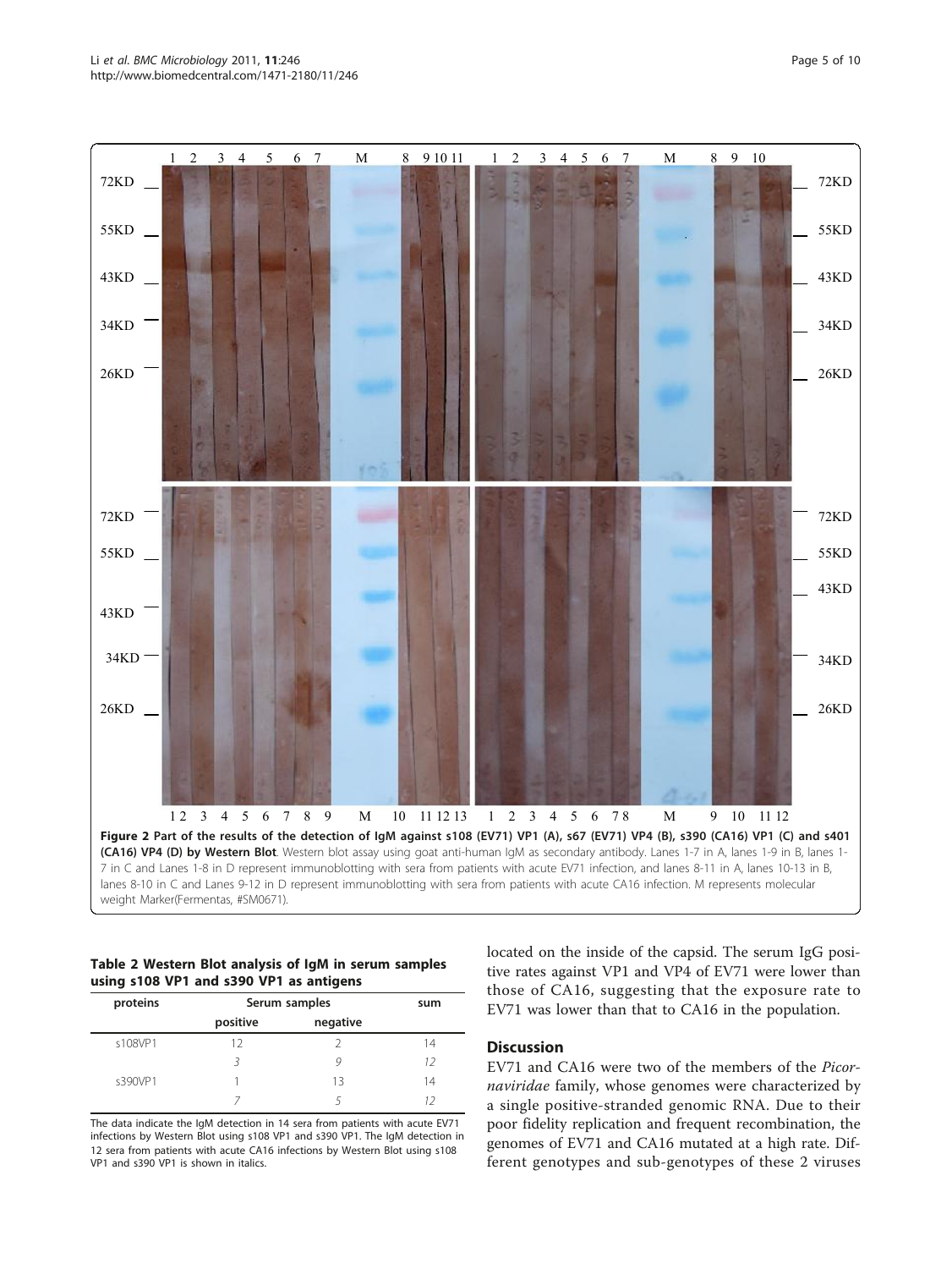**Figure 2 Part of the results of the detection of IgM against s108 (EV71) VP1 (A), s67 (EV71) VP4 (B), s390 (CA16) VP1 (C) and s401 (CA16) VP4 (D) by Western Blot**. Western blot assay using goat anti-human IgM as secondary antibody. Lanes 1-7 in A, lanes 1-9 in B, lanes 1-7 in C and Lanes 1-8 in D represent immunoblotting with sera from patients with acute EV71 infection, and lanes 8-11 in A, lanes 10-13 in B, lanes 8-10 in C and Lanes 9-12 in D represent immunoblotting with sera from patients with acute CA16 infection. M represents molecular weight Marker(Fermentas, #SM0671).

**Table 2 Western Blot analysis of IgM in serum samples using s108 VP1 and s390 VP1 as antigens**

| proteins | Serum samples | | sum |
|---|---|---|---|
| | positive | negative | |
| s108VP1 | 12 | 2 | 14 |
| | *3* | *9* | *12* |
| s390VP1 | 1 | 13 | 14 |
| | *7* | *5* | *12* |

The data indicate the IgM detection in 14 sera from patients with acute EV71 infections by Western Blot using s108 VP1 and s390 VP1. The IgM detection in 12 sera from patients with acute CA16 infections by Western Blot using s108 VP1 and s390 VP1 is shown in italics.

located on the inside of the capsid. The serum IgG positive rates against VP1 and VP4 of EV71 were lower than those of CA16, suggesting that the exposure rate to EV71 was lower than that to CA16 in the population.

## Discussion

EV71 and CA16 were two of the members of the *Picornaviridae* family, whose genomes were characterized by a single positive-stranded genomic RNA. Due to their poor fidelity replication and frequent recombination, the genomes of EV71 and CA16 mutated at a high rate. Different genotypes and sub-genotypes of these 2 viruses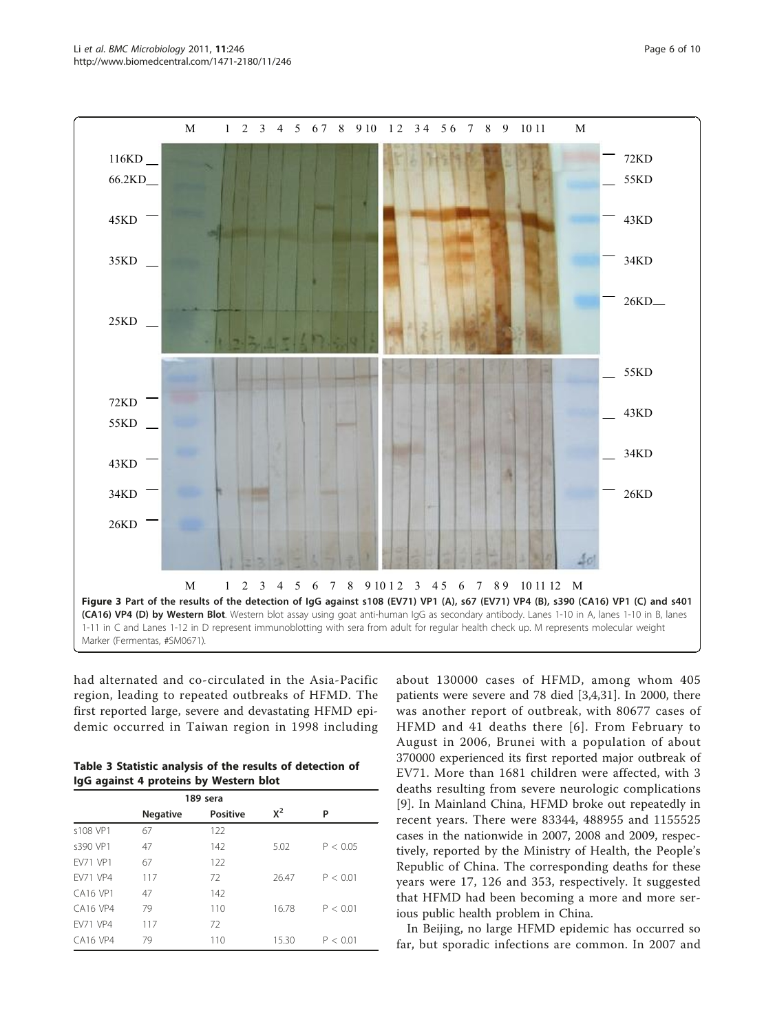**Figure 3 Part of the results of the detection of IgG against s108 (EV71) VP1 (A), s67 (EV71) VP4 (B), s390 (CA16) VP1 (C) and s401 (CA16) VP4 (D) by Western Blot**. Western blot assay using goat anti-human IgG as secondary antibody. Lanes 1-10 in A, lanes 1-10 in B, lanes 1-11 in C and Lanes 1-12 in D represent immunoblotting with sera from adult for regular health check up. M represents molecular weight Marker (Fermentas, #SM0671).

had alternated and co-circulated in the Asia-Pacific region, leading to repeated outbreaks of HFMD. The first reported large, severe and devastating HFMD epidemic occurred in Taiwan region in 1998 including about 130000 cases of HFMD, among whom 405 patients were severe and 78 died [3,4,31]. In 2000, there was another report of outbreak, with 80677 cases of HFMD and 41 deaths there [6]. From February to August in 2006, Brunei with a population of about 370000 experienced its first reported major outbreak of EV71. More than 1681 children were affected, with 3 deaths resulting from severe neurologic complications [9]. In Mainland China, HFMD broke out repeatedly in recent years. There were 83344, 488955 and 1155525 cases in the nationwide in 2007, 2008 and 2009, respectively, reported by the Ministry of Health, the People's Republic of China. The corresponding deaths for these years were 17, 126 and 353, respectively. It suggested that HFMD had been becoming a more and more serious public health problem in China.

**Table 3 Statistic analysis of the results of detection of IgG against 4 proteins by Western blot**

| | 189 sera | | | |
|---|---|---|---|---|
| | Negative | Positive | $X^2$ | P |
| s108 VP1 | 67 | 122 | | |
| s390 VP1 | 47 | 142 | 5.02 | $P < 0.05$ |
| EV71 VP1 | 67 | 122 | | |
| EV71 VP4 | 117 | 72 | 26.47 | $P < 0.01$ |
| CA16 VP1 | 47 | 142 | | |
| CA16 VP4 | 79 | 110 | 16.78 | $P < 0.01$ |
| EV71 VP4 | 117 | 72 | | |
| CA16 VP4 | 79 | 110 | 15.30 | $P < 0.01$ |

In Beijing, no large HFMD epidemic has occurred so far, but sporadic infections are common. In 2007 and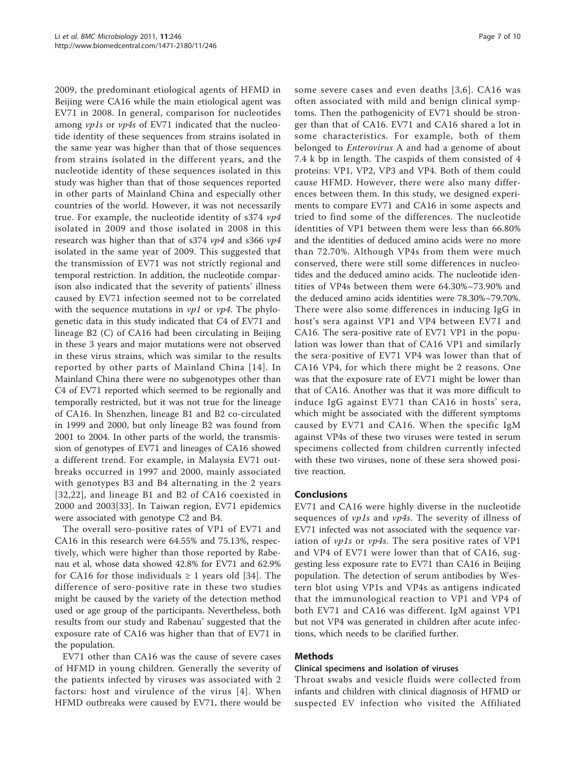2009, the predominant etiological agents of HFMD in Beijing were CA16 while the main etiological agent was EV71 in 2008. In general, comparison for nucleotides among *vp1s* or *vp4s* of EV71 indicated that the nucleotide identity of these sequences from strains isolated in the same year was higher than that of those sequences from strains isolated in the different years, and the nucleotide identity of these sequences isolated in this study was higher than that of those sequences reported in other parts of Mainland China and especially other countries of the world. However, it was not necessarily true. For example, the nucleotide identity of s374 *vp4* isolated in 2009 and those isolated in 2008 in this research was higher than that of s374 *vp4* and s366 *vp4* isolated in the same year of 2009. This suggested that the transmission of EV71 was not strictly regional and temporal restriction. In addition, the nucleotide comparison also indicated that the severity of patients' illness caused by EV71 infection seemed not to be correlated with the sequence mutations in *vp1* or *vp4*. The phylogenetic data in this study indicated that C4 of EV71 and lineage B2 (C) of CA16 had been circulating in Beijing in these 3 years and major mutations were not observed in these virus strains, which was similar to the results reported by other parts of Mainland China [14]. In Mainland China there were no subgenotypes other than C4 of EV71 reported which seemed to be regionally and temporally restricted, but it was not true for the lineage of CA16. In Shenzhen, lineage B1 and B2 co-circulated in 1999 and 2000, but only lineage B2 was found from 2001 to 2004. In other parts of the world, the transmission of genotypes of EV71 and lineages of CA16 showed a different trend. For example, in Malaysia EV71 outbreaks occurred in 1997 and 2000, mainly associated with genotypes B3 and B4 alternating in the 2 years [32,22], and lineage B1 and B2 of CA16 coexisted in 2000 and 2003[33]. In Taiwan region, EV71 epidemics were associated with genotype C2 and B4.

The overall sero-positive rates of VP1 of EV71 and CA16 in this research were 64.55% and 75.13%, respectively, which were higher than those reported by Rabenau et al, whose data showed 42.8% for EV71 and 62.9% for CA16 for those individuals ≥ 1 years old [34]. The difference of sero-positive rate in these two studies might be caused by the variety of the detection method used or age group of the participants. Nevertheless, both results from our study and Rabenau' suggested that the exposure rate of CA16 was higher than that of EV71 in the population.

EV71 other than CA16 was the cause of severe cases of HFMD in young children. Generally the severity of the patients infected by viruses was associated with 2 factors: host and virulence of the virus [4]. When HFMD outbreaks were caused by EV71, there would be some severe cases and even deaths [3,6]. CA16 was often associated with mild and benign clinical symptoms. Then the pathogenicity of EV71 should be stronger than that of CA16. EV71 and CA16 shared a lot in some characteristics. For example, both of them belonged to *Enterovirus* A and had a genome of about 7.4 k bp in length. The caspids of them consisted of 4 proteins: VP1, VP2, VP3 and VP4. Both of them could cause HFMD. However, there were also many differences between them. In this study, we designed experiments to compare EV71 and CA16 in some aspects and tried to find some of the differences. The nucleotide identities of VP1 between them were less than 66.80% and the identities of deduced amino acids were no more than 72.70%. Although VP4s from them were much conserved, there were still some differences in nucleotides and the deduced amino acids. The nucleotide identities of VP4s between them were 64.30%~73.90% and the deduced amino acids identities were 78.30%~79.70%. There were also some differences in inducing IgG in host's sera against VP1 and VP4 between EV71 and CA16. The sera-positive rate of EV71 VP1 in the population was lower than that of CA16 VP1 and similarly the sera-positive of EV71 VP4 was lower than that of CA16 VP4, for which there might be 2 reasons. One was that the exposure rate of EV71 might be lower than that of CA16. Another was that it was more difficult to induce IgG against EV71 than CA16 in hosts' sera, which might be associated with the different symptoms caused by EV71 and CA16. When the specific IgM against VP4s of these two viruses were tested in serum specimens collected from children currently infected with these two viruses, none of these sera showed positive reaction.

## Conclusions

EV71 and CA16 were highly diverse in the nucleotide sequences of *vp1s* and *vp4s*. The severity of illness of EV71 infected was not associated with the sequence variation of *vp1s* or *vp4s*. The sera positive rates of VP1 and VP4 of EV71 were lower than that of CA16, suggesting less exposure rate to EV71 than CA16 in Beijing population. The detection of serum antibodies by Western blot using VP1s and VP4s as antigens indicated that the immunological reaction to VP1 and VP4 of both EV71 and CA16 was different. IgM against VP1 but not VP4 was generated in children after acute infections, which needs to be clarified further.

## Methods

### Clinical specimens and isolation of viruses

Throat swabs and vesicle fluids were collected from infants and children with clinical diagnosis of HFMD or suspected EV infection who visited the Affiliated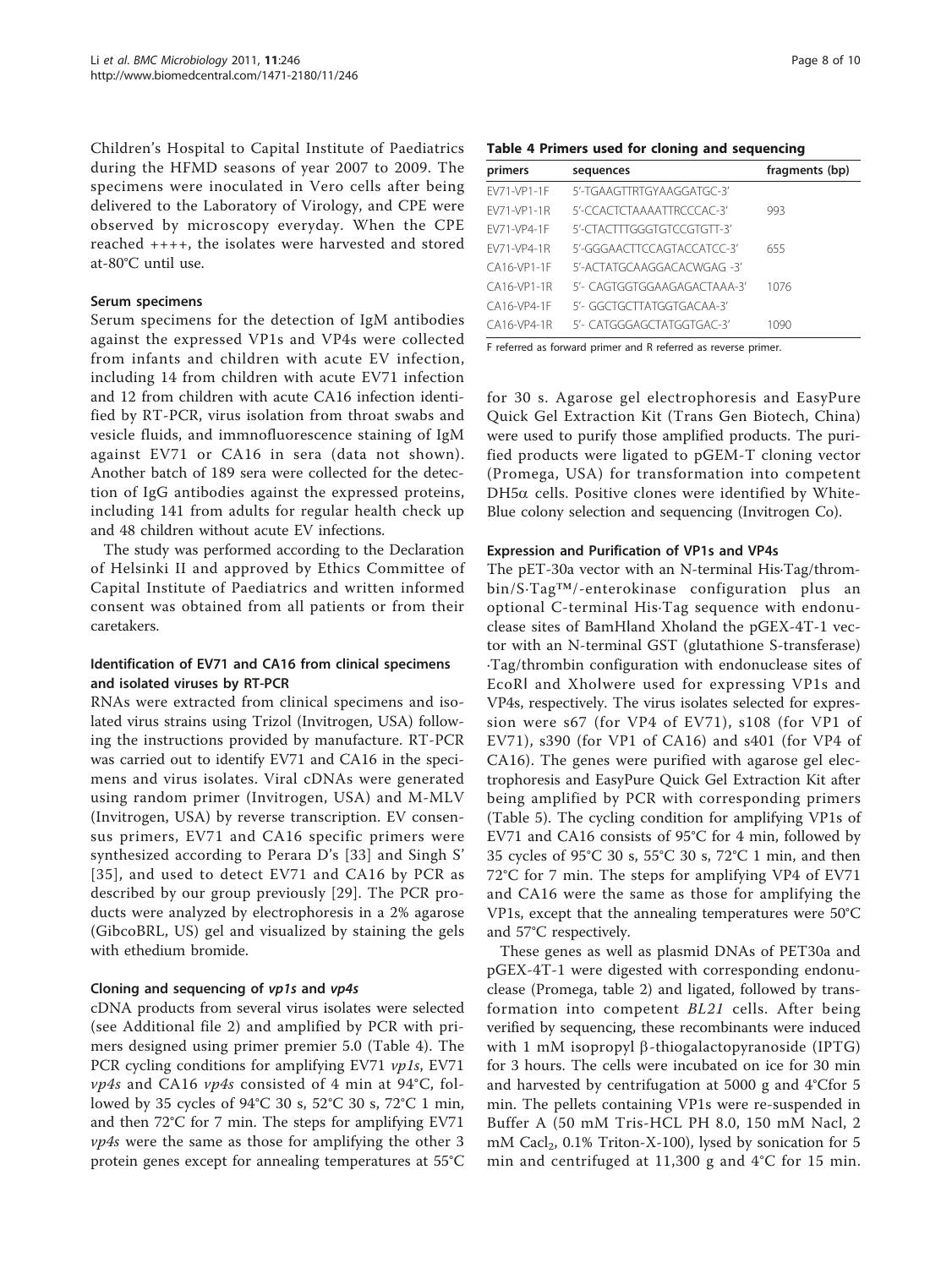Children's Hospital to Capital Institute of Paediatrics during the HFMD seasons of year 2007 to 2009. The specimens were inoculated in Vero cells after being delivered to the Laboratory of Virology, and CPE were observed by microscopy everyday. When the CPE reached ++++, the isolates were harvested and stored at-80°C until use.

### Serum specimens

Serum specimens for the detection of IgM antibodies against the expressed VP1s and VP4s were collected from infants and children with acute EV infection, including 14 from children with acute EV71 infection and 12 from children with acute CA16 infection identified by RT-PCR, virus isolation from throat swabs and vesicle fluids, and immnofluorescence staining of IgM against EV71 or CA16 in sera (data not shown). Another batch of 189 sera were collected for the detection of IgG antibodies against the expressed proteins, including 141 from adults for regular health check up and 48 children without acute EV infections.

The study was performed according to the Declaration of Helsinki II and approved by Ethics Committee of Capital Institute of Paediatrics and written informed consent was obtained from all patients or from their caretakers.

### Identification of EV71 and CA16 from clinical specimens and isolated viruses by RT-PCR

RNAs were extracted from clinical specimens and isolated virus strains using Trizol (Invitrogen, USA) following the instructions provided by manufacture. RT-PCR was carried out to identify EV71 and CA16 in the specimens and virus isolates. Viral cDNAs were generated using random primer (Invitrogen, USA) and M-MLV (Invitrogen, USA) by reverse transcription. EV consensus primers, EV71 and CA16 specific primers were synthesized according to Perara D's [33] and Singh S' [35], and used to detect EV71 and CA16 by PCR as described by our group previously [29]. The PCR products were analyzed by electrophoresis in a 2% agarose (GibcoBRL, US) gel and visualized by staining the gels with ethedium bromide.

### Cloning and sequencing of *vp1s* and *vp4s*

cDNA products from several virus isolates were selected (see Additional file 2) and amplified by PCR with primers designed using primer premier 5.0 (Table 4). The PCR cycling conditions for amplifying EV71 *vp1s*, EV71 *vp4s* and CA16 *vp4s* consisted of 4 min at 94°C, followed by 35 cycles of 94°C 30 s, 52°C 30 s, 72°C 1 min, and then 72°C for 7 min. The steps for amplifying EV71 *vp4s* were the same as those for amplifying the other 3 protein genes except for annealing temperatures at 55°C for 30 s. Agarose gel electrophoresis and EasyPure Quick Gel Extraction Kit (Trans Gen Biotech, China) were used to purify those amplified products. The purified products were ligated to pGEM-T cloning vector (Promega, USA) for transformation into competent DH5α cells. Positive clones were identified by White-Blue colony selection and sequencing (Invitrogen Co).

**Table 4 Primers used for cloning and sequencing**

| primers | sequences | fragments (bp) |
|---|---|---|
| EV71-VP1-1F | 5'-TGAAGTTRTGYAAGGATGC-3' | |
| EV71-VP1-1R | 5'-CCACTCTAAAATTRCCCAC-3' | 993 |
| EV71-VP4-1F | 5'-CTACTTTGGGTGTCCGTGTT-3' | |
| EV71-VP4-1R | 5'-GGGAACTTCCAGTACCATCC-3' | 655 |
| CA16-VP1-1F | 5'-ACTATGCAAGGACACWGAG -3' | |
| CA16-VP1-1R | 5'- CAGTGGTGGAAGAGACTAAA-3' | 1076 |
| CA16-VP4-1F | 5'- GGCTGCTTATGGTGACAA-3' | |
| CA16-VP4-1R | 5'- CATGGGAGCTATGGTGAC-3' | 1090 |

F referred as forward primer and R referred as reverse primer.

### Expression and Purification of VP1s and VP4s

The pET-30a vector with an N-terminal His·Tag/thrombin/S·Tag™/-enterokinase configuration plus an optional C-terminal His·Tag sequence with endonuclease sites of BamHIand XhoIand the pGEX-4T-1 vector with an N-terminal GST (glutathione S-transferase) ·Tag/thrombin configuration with endonuclease sites of EcoRI and XhoIwere used for expressing VP1s and VP4s, respectively. The virus isolates selected for expression were s67 (for VP4 of EV71), s108 (for VP1 of EV71), s390 (for VP1 of CA16) and s401 (for VP4 of CA16). The genes were purified with agarose gel electrophoresis and EasyPure Quick Gel Extraction Kit after being amplified by PCR with corresponding primers (Table 5). The cycling condition for amplifying VP1s of EV71 and CA16 consists of 95°C for 4 min, followed by 35 cycles of 95°C 30 s, 55°C 30 s, 72°C 1 min, and then 72°C for 7 min. The steps for amplifying VP4 of EV71 and CA16 were the same as those for amplifying the VP1s, except that the annealing temperatures were 50°C and 57°C respectively.

These genes as well as plasmid DNAs of PET30a and pGEX-4T-1 were digested with corresponding endonuclease (Promega, table 2) and ligated, followed by transformation into competent *BL21* cells. After being verified by sequencing, these recombinants were induced with 1 mM isopropyl β-thiogalactopyranoside (IPTG) for 3 hours. The cells were incubated on ice for 30 min and harvested by centrifugation at 5000 g and 4°Cfor 5 min. The pellets containing VP1s were re-suspended in Buffer A (50 mM Tris-HCL PH 8.0, 150 mM Nacl, 2 mM $Cacl_2$, 0.1% Triton-X-100), lysed by sonication for 5 min and centrifuged at 11,300 g and 4°C for 15 min.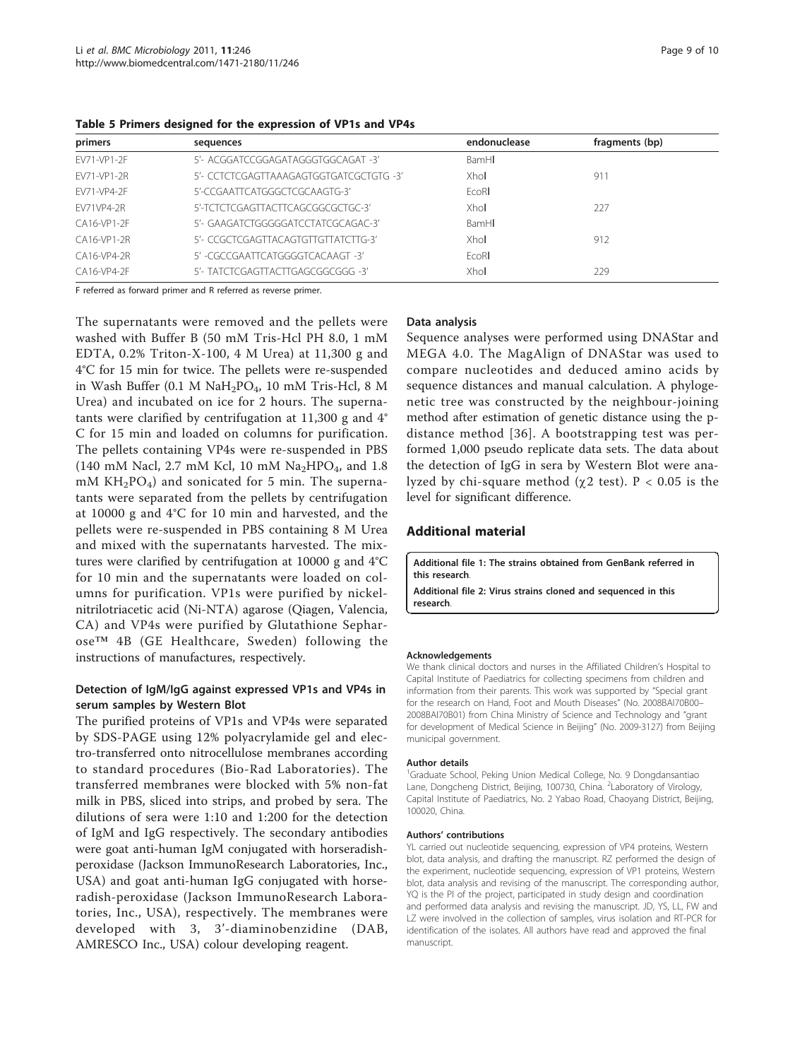**Table 5 Primers designed for the expression of VP1s and VP4s**

| primers | sequences | endonuclease | fragments (bp) |
|---|---|---|---|
| EV71-VP1-2F | 5'- ACGGATCCGGAGATAGGGTGGCAGAT -3' | BamHI | |
| EV71-VP1-2R | 5'- CCTCTCGAGTTAAAGAGTGGTGATCGCTGTG -3' | XhoI | 911 |
| EV71-VP4-2F | 5'-CCGAATTCATGGGCTCGCAAGTG-3' | EcoRI | |
| EV71VP4-2R | 5'-TCTCTCGAGTTACTTCAGCGGCGCTGC-3' | XhoI | 227 |
| CA16-VP1-2F | 5'- GAAGATCTGGGGGATCCTATCGCAGAC-3' | BamHI | |
| CA16-VP1-2R | 5'- CCGCTCGAGTTACAGTGTTGTTATCTTG-3' | XhoI | 912 |
| CA16-VP4-2R | 5' -CGCCGAATTCATGGGGTCACAAGT -3' | EcoRI | |
| CA16-VP4-2F | 5'- TATCTCGAGTTACTTGAGCGGCGGG -3' | XhoI | 229 |

F referred as forward primer and R referred as reverse primer.

The supernatants were removed and the pellets were washed with Buffer B (50 mM Tris-Hcl PH 8.0, 1 mM EDTA, 0.2% Triton-X-100, 4 M Urea) at 11,300 g and 4°C for 15 min for twice. The pellets were re-suspended in Wash Buffer (0.1 M $NaH_2PO_4$, 10 mM Tris-Hcl, 8 M Urea) and incubated on ice for 2 hours. The supernatants were clarified by centrifugation at 11,300 g and 4° C for 15 min and loaded on columns for purification. The pellets containing VP4s were re-suspended in PBS (140 mM Nacl, 2.7 mM Kcl, 10 mM $Na_2HPO_4$, and 1.8 mM $KH_2PO_4$) and sonicated for 5 min. The supernatants were separated from the pellets by centrifugation at 10000 g and 4°C for 10 min and harvested, and the pellets were re-suspended in PBS containing 8 M Urea and mixed with the supernatants harvested. The mixtures were clarified by centrifugation at 10000 g and 4°C for 10 min and the supernatants were loaded on columns for purification. VP1s were purified by nickel-nitrilotriacetic acid (Ni-NTA) agarose (Qiagen, Valencia, CA) and VP4s were purified by Glutathione Sepharose™ 4B (GE Healthcare, Sweden) following the instructions of manufactures, respectively.

### Detection of IgM/IgG against expressed VP1s and VP4s in serum samples by Western Blot

The purified proteins of VP1s and VP4s were separated by SDS-PAGE using 12% polyacrylamide gel and electro-transferred onto nitrocellulose membranes according to standard procedures (Bio-Rad Laboratories). The transferred membranes were blocked with 5% non-fat milk in PBS, sliced into strips, and probed by sera. The dilutions of sera were 1:10 and 1:200 for the detection of IgM and IgG respectively. The secondary antibodies were goat anti-human IgM conjugated with horseradish-peroxidase (Jackson ImmunoResearch Laboratories, Inc., USA) and goat anti-human IgG conjugated with horseradish-peroxidase (Jackson ImmunoResearch Laboratories, Inc., USA), respectively. The membranes were developed with 3, 3'-diaminobenzidine (DAB, AMRESCO Inc., USA) colour developing reagent.

### Data analysis

Sequence analyses were performed using DNAStar and MEGA 4.0. The MagAlign of DNAStar was used to compare nucleotides and deduced amino acids by sequence distances and manual calculation. A phylogenetic tree was constructed by the neighbour-joining method after estimation of genetic distance using the p-distance method [36]. A bootstrapping test was performed 1,000 pseudo replicate data sets. The data about the detection of IgG in sera by Western Blot were analyzed by chi-square method ($\chi 2$ test). $P < 0.05$ is the level for significant difference.

## Additional material

**Additional file 1: The strains obtained from GenBank referred in this research**.

**Additional file 2: Virus strains cloned and sequenced in this research**.

#### Acknowledgements

We thank clinical doctors and nurses in the Affiliated Children's Hospital to Capital Institute of Paediatrics for collecting specimens from children and information from their parents. This work was supported by "Special grant for the research on Hand, Foot and Mouth Diseases" (No. 2008BAI70B00–2008BAI70B01) from China Ministry of Science and Technology and "grant for development of Medical Science in Beijing" (No. 2009-3127) from Beijing municipal government.

#### Author details

[1]Graduate School, Peking Union Medical College, No. 9 Dongdansantiao Lane, Dongcheng District, Beijing, 100730, China. [2]Laboratory of Virology, Capital Institute of Paediatrics, No. 2 Yabao Road, Chaoyang District, Beijing, 100020, China.

#### Authors' contributions

YL carried out nucleotide sequencing, expression of VP4 proteins, Western blot, data analysis, and drafting the manuscript. RZ performed the design of the experiment, nucleotide sequencing, expression of VP1 proteins, Western blot, data analysis and revising of the manuscript. The corresponding author, YQ is the PI of the project, participated in study design and coordination and performed data analysis and revising the manuscript. JD, YS, LL, FW and LZ were involved in the collection of samples, virus isolation and RT-PCR for identification of the isolates. All authors have read and approved the final manuscript.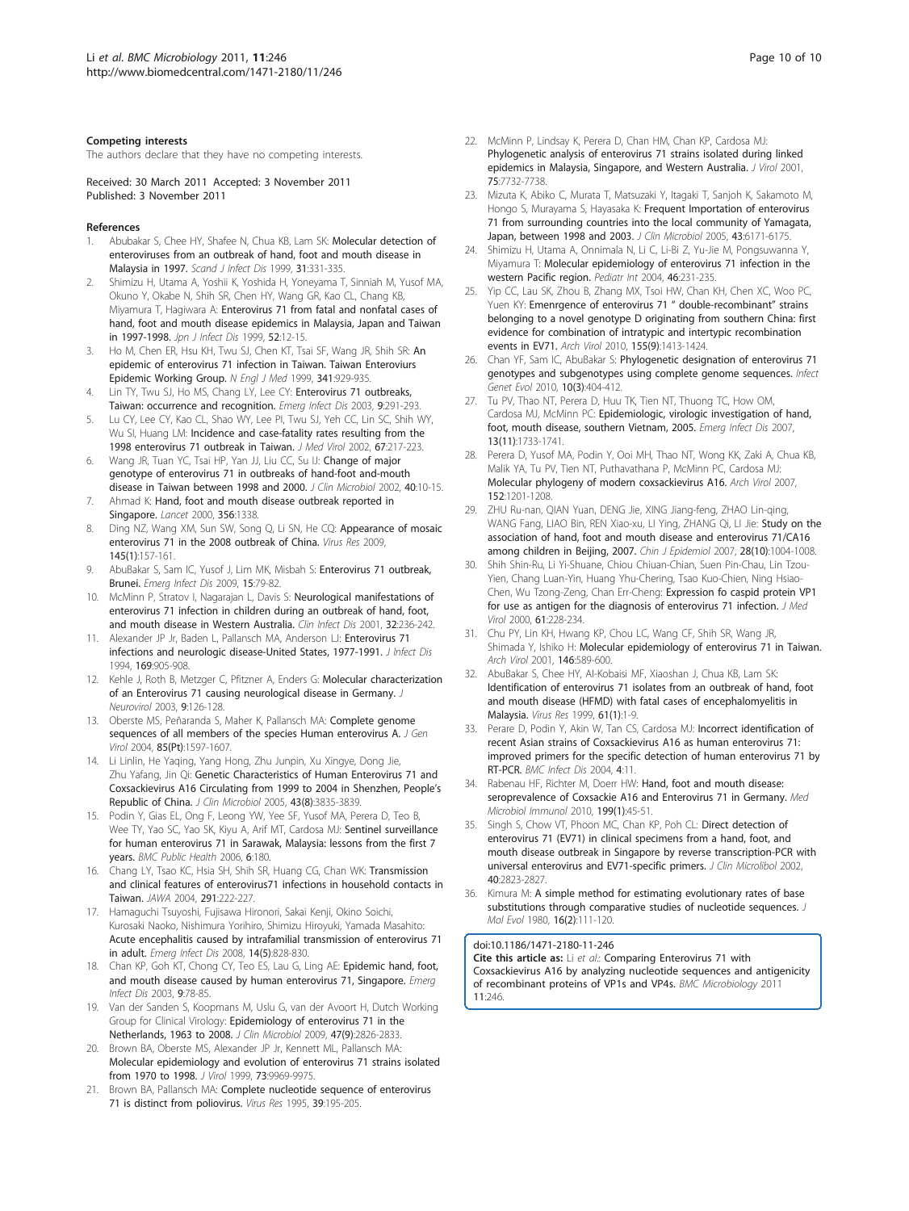#### Competing interests

The authors declare that they have no competing interests.

Received: 30 March 2011 Accepted: 3 November 2011
Published: 3 November 2011

#### References

1. Abubakar S, Chee HY, Shafee N, Chua KB, Lam SK: **Molecular detection of enteroviruses from an outbreak of hand, foot and mouth disease in Malaysia in 1997.** *Scand J Infect Dis* 1999, **31**:331-335.
2. Shimizu H, Utama A, Yoshii K, Yoshida H, Yoneyama T, Sinniah M, Yusof MA, Okuno Y, Okabe N, Shih SR, Chen HY, Wang GR, Kao CL, Chang KB, Miyamura T, Hagiwara A: **Enterovirus 71 from fatal and nonfatal cases of hand, foot and mouth disease epidemics in Malaysia, Japan and Taiwan in 1997-1998.** *Jpn J Infect Dis* 1999, **52**:12-15.
3. Ho M, Chen ER, Hsu KH, Twu SJ, Chen KT, Tsai SF, Wang JR, Shih SR: **An epidemic of enterovirus 71 infection in Taiwan. Taiwan Enterovirus Epidemic Working Group.** *N Engl J Med* 1999, **341**:929-935.
4. Lin TY, Twu SJ, Ho MS, Chang LY, Lee CY: **Enterovirus 71 outbreaks, Taiwan: occurrence and recognition.** *Emerg Infect Dis* 2003, **9**:291-293.
5. Lu CY, Lee CY, Kao CL, Shao WY, Lee PI, Twu SJ, Yeh CC, Lin SC, Shih WY, Wu SI, Huang LM: **Incidence and case-fatality rates resulting from the 1998 enterovirus 71 outbreak in Taiwan.** *J Med Virol* 2002, **67**:217-223.
6. Wang JR, Tuan YC, Tsai HP, Yan JJ, Liu CC, Su IJ: **Change of major genotype of enterovirus 71 in outbreaks of hand-foot and-mouth disease in Taiwan between 1998 and 2000.** *J Clin Microbiol* 2002, **40**:10-15.
7. Ahmad K: **Hand, foot and mouth disease outbreak reported in Singapore.** *Lancet* 2000, **356**:1338.
8. Ding NZ, Wang XM, Sun SW, Song Q, Li SN, He CQ: **Appearance of mosaic enterovirus 71 in the 2008 outbreak of China.** *Virus Res* 2009, **145(1)**:157-161.
9. AbuBakar S, Sam IC, Yusof J, Lim MK, Misbah S: **Enterovirus 71 outbreak, Brunei.** *Emerg Infect Dis* 2009, **15**:79-82.
10. McMinn P, Stratov I, Nagarajan L, Davis S: **Neurological manifestations of enterovirus 71 infection in children during an outbreak of hand, foot, and mouth disease in Western Australia.** *Clin Infect Dis* 2001, **32**:236-242.
11. Alexander JP Jr, Baden L, Pallansch MA, Anderson LJ: **Enterovirus 71 infections and neurologic disease-United States, 1977-1991.** *J Infect Dis* 1994, **169**:905-908.
12. Kehle J, Roth B, Metzger C, Pfitzner A, Enders G: **Molecular characterization of an Enterovirus 71 causing neurological disease in Germany.** *J Neurovirol* 2003, **9**:126-128.
13. Oberste MS, Peñaranda S, Maher K, Pallansch MA: **Complete genome sequences of all members of the species Human enterovirus A.** *J Gen Virol* 2004, **85(Pt)**:1597-1607.
14. Li Linlin, He Yaqing, Yang Hong, Zhu Junpin, Xu Xingye, Dong Jie, Zhu Yafang, Jin Qi: **Genetic Characteristics of Human Enterovirus 71 and Coxsackievirus A16 Circulating from 1999 to 2004 in Shenzhen, People's Republic of China.** *J Clin Microbiol* 2005, **43(8)**:3835-3839.
15. Podin Y, Gias EL, Ong F, Leong YW, Yee SF, Yusof MA, Perera D, Teo B, Wee TY, Yao SC, Yao SK, Kiyu A, Arif MT, Cardosa MJ: **Sentinel surveillance for human enterovirus 71 in Sarawak, Malaysia: lessons from the first 7 years.** *BMC Public Health* 2006, **6**:180.
16. Chang LY, Tsao KC, Hsia SH, Shih SR, Huang CG, Chan WK: **Transmission and clinical features of enterovirus71 infections in household contacts in Taiwan.** *JAWA* 2004, **291**:222-227.
17. Hamaguchi Tsuyoshi, Fujisawa Hironori, Sakai Kenji, Okino Soichi, Kurosaki Naoko, Nishimura Yorihiro, Shimizu Hiroyuki, Yamada Masahito: **Acute encephalitis caused by intrafamilial transmission of enterovirus 71 in adult.** *Emerg Infect Dis* 2008, **14(5)**:828-830.
18. Chan KP, Goh KT, Chong CY, Teo ES, Lau G, Ling AE: **Epidemic hand, foot, and mouth disease caused by human enterovirus 71, Singapore.** *Emerg Infect Dis* 2003, **9**:78-85.
19. Van der Sanden S, Koopmans M, Uslu G, van der Avoort H, Dutch Working Group for Clinical Virology: **Epidemiology of enterovirus 71 in the Netherlands, 1963 to 2008.** *J Clin Microbiol* 2009, **47(9)**:2826-2833.
20. Brown BA, Oberste MS, Alexander JP Jr, Kennett ML, Pallansch MA: **Molecular epidemiology and evolution of enterovirus 71 strains isolated from 1970 to 1998.** *J Virol* 1999, **73**:9969-9975.
21. Brown BA, Pallansch MA: **Complete nucleotide sequence of enterovirus 71 is distinct from poliovirus.** *Virus Res* 1995, **39**:195-205.
22. McMinn P, Lindsay K, Perera D, Chan HM, Chan KP, Cardosa MJ: **Phylogenetic analysis of enterovirus 71 strains isolated during linked epidemics in Malaysia, Singapore, and Western Australia.** *J Virol* 2001, **75**:7732-7738.
23. Mizuta K, Abiko C, Murata T, Matsuzaki Y, Itagaki T, Sanjoh K, Sakamoto M, Hongo S, Murayama S, Hayasaka K: **Frequent Importation of enterovirus 71 from surrounding countries into the local community of Yamagata, Japan, between 1998 and 2003.** *J Clin Microbiol* 2005, **43**:6171-6175.
24. Shimizu H, Utama A, Onnimala N, Li C, Li-Bi Z, Yu-Jie M, Pongsuwanna Y, Miyamura T: **Molecular epidemiology of enterovirus 71 infection in the western Pacific region.** *Pediatr Int* 2004, **46**:231-235.
25. Yip CC, Lau SK, Zhou B, Zhang MX, Tsoi HW, Chan KH, Chen XC, Woo PC, Yuen KY: **Emenrgence of enterovirus 71 " double-recombinant" strains belonging to a novel genotype D originating from southern China: first evidence for combination of intratypic and intertypic recombination events in EV71.** *Arch Virol* 2010, **155(9)**:1413-1424.
26. Chan YF, Sam IC, AbuBakar S: **Phylogenetic designation of enterovirus 71 genotypes and subgenotypes using complete genome sequences.** *Infect Genet Evol* 2010, **10(3)**:404-412.
27. Tu PV, Thao NT, Perera D, Huu TK, Tien NT, Thuong TC, How OM, Cardosa MJ, McMinn PC: **Epidemiologic, virologic investigation of hand, foot, mouth disease, southern Vietnam, 2005.** *Emerg Infect Dis* 2007, **13(11)**:1733-1741.
28. Perera D, Yusof MA, Podin Y, Ooi MH, Thao NT, Wong KK, Zaki A, Chua KB, Malik YA, Tu PV, Tien NT, Puthavathana P, McMinn PC, Cardosa MJ: **Molecular phylogeny of modern coxsackievirus A16.** *Arch Virol* 2007, **152**:1201-1208.
29. ZHU Ru-nan, QIAN Yuan, DENG Jie, XING Jiang-feng, ZHAO Lin-qing, WANG Fang, LIAO Bin, REN Xiao-xu, LI Ying, ZHANG Qi, LI Jie: **Study on the association of hand, foot and mouth disease and enterovirus 71/CA16 among children in Beijing, 2007.** *Chin J Epidemiol* 2007, **28(10)**:1004-1008.
30. Shih Shin-Ru, Li Yi-Shuane, Chiou Chuan-Chian, Suen Pin-Chau, Lin Tzou-Yien, Chang Luan-Yin, Huang Yhu-Chering, Tsao Kuo-Chien, Ning Hsiao-Chen, Wu Tzong-Zeng, Chan Err-Cheng: **Expression fo caspid protein VP1 for use as antigen for the diagnosis of enterovirus 71 infection.** *J Med Virol* 2000, **61**:228-234.
31. Chu PY, Lin KH, Hwang KP, Chou LC, Wang CF, Shih SR, Wang JR, Shimada Y, Ishiko H: **Molecular epidemiology of enterovirus 71 in Taiwan.** *Arch Virol* 2001, **146**:589-600.
32. AbuBakar S, Chee HY, Al-Kobaisi MF, Xiaoshan J, Chua KB, Lam SK: **Identification of enterovirus 71 isolates from an outbreak of hand, foot and mouth disease (HFMD) with fatal cases of encephalomyelitis in Malaysia.** *Virus Res* 1999, **61(1)**:1-9.
33. Perare D, Podin Y, Akin W, Tan CS, Cardosa MJ: **Incorrect identification of recent Asian strains of Coxsackievirus A16 as human enterovirus 71: improved primers for the specific detection of human enterovirus 71 by RT-PCR.** *BMC Infect Dis* 2004, **4**:11.
34. Rabenau HF, Richter M, Doerr HW: **Hand, foot and mouth disease: seroprevalence of Coxsackie A16 and Enterovirus 71 in Germany.** *Med Microbiol Immunol* 2010, **199(1)**:45-51.
35. Singh S, Chow VT, Phoon MC, Chan KP, Poh CL: **Direct detection of enterovirus 71 (EV71) in clinical specimens from a hand, foot, and mouth disease outbreak in Singapore by reverse transcription-PCR with universal enterovirus and EV71-specific primers.** *J Clin Microlibol* 2002, **40**:2823-2827.
36. Kimura M: **A simple method for estimating evolutionary rates of base substitutions through comparative studies of nucleotide sequences.** *J Mol Evol* 1980, **16(2)**:111-120.

doi:10.1186/1471-2180-11-246
**Cite this article as:** Li *et al.*: Comparing Enterovirus 71 with Coxsackievirus A16 by analyzing nucleotide sequences and antigenicity of recombinant proteins of VP1s and VP4s. *BMC Microbiology* 2011 **11**:246.